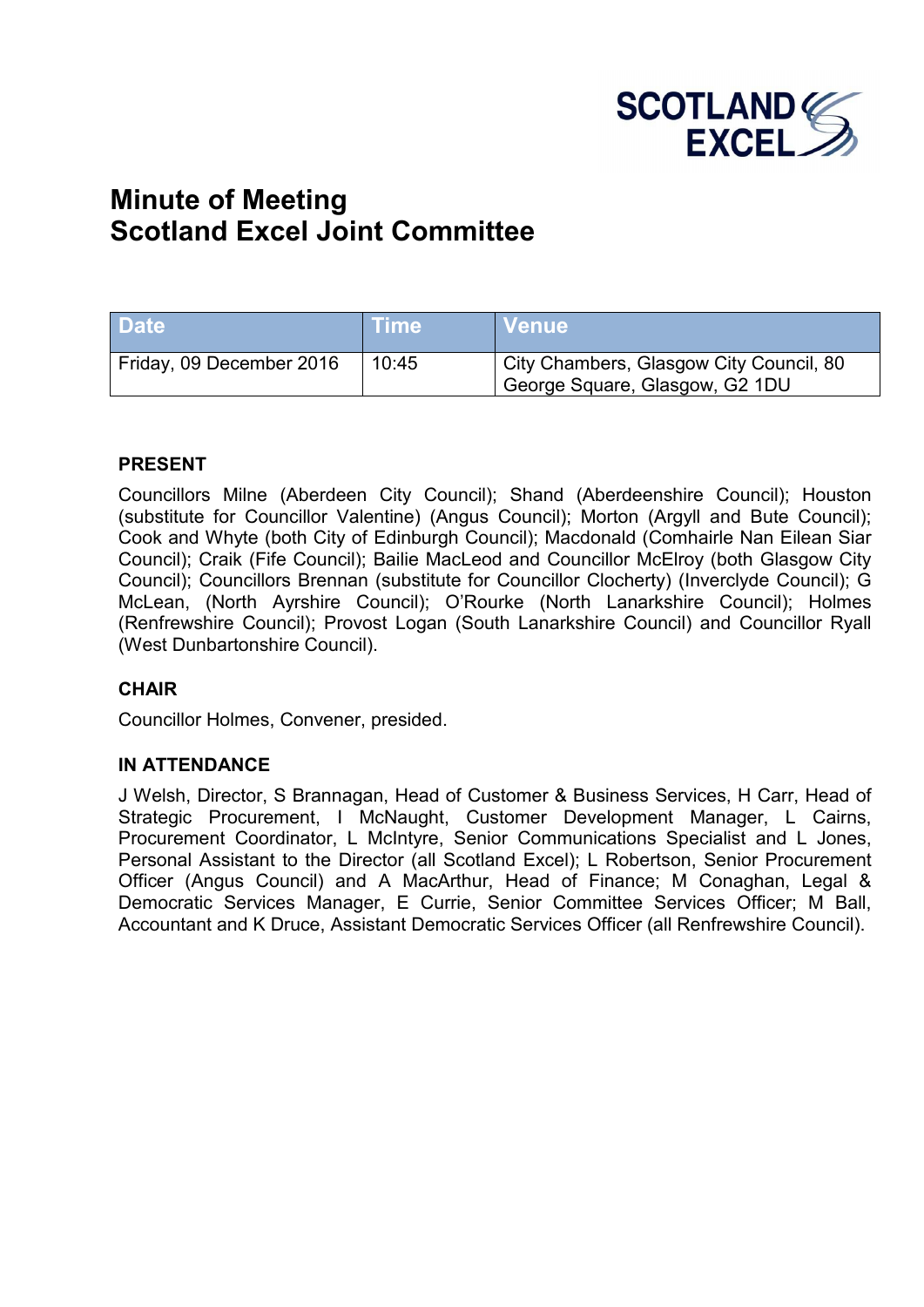# Minute of Meeting
# Scotland Excel Joint Committee

| Date | Time | Venue |
|---|---|---|
| Friday, 09 December 2016 | 10:45 | City Chambers, Glasgow City Council, 80 George Square, Glasgow, G2 1DU |

### PRESENT

Councillors Milne (Aberdeen City Council); Shand (Aberdeenshire Council); Houston (substitute for Councillor Valentine) (Angus Council); Morton (Argyll and Bute Council); Cook and Whyte (both City of Edinburgh Council); Macdonald (Comhairle Nan Eilean Siar Council); Craik (Fife Council); Bailie MacLeod and Councillor McElroy (both Glasgow City Council); Councillors Brennan (substitute for Councillor Clocherty) (Inverclyde Council); G McLean, (North Ayrshire Council); O'Rourke (North Lanarkshire Council); Holmes (Renfrewshire Council); Provost Logan (South Lanarkshire Council) and Councillor Ryall (West Dunbartonshire Council).

### CHAIR

Councillor Holmes, Convener, presided.

### IN ATTENDANCE

J Welsh, Director, S Brannagan, Head of Customer & Business Services, H Carr, Head of Strategic Procurement, I McNaught, Customer Development Manager, L Cairns, Procurement Coordinator, L McIntyre, Senior Communications Specialist and L Jones, Personal Assistant to the Director (all Scotland Excel); L Robertson, Senior Procurement Officer (Angus Council) and A MacArthur, Head of Finance; M Conaghan, Legal & Democratic Services Manager, E Currie, Senior Committee Services Officer; M Ball, Accountant and K Druce, Assistant Democratic Services Officer (all Renfrewshire Council).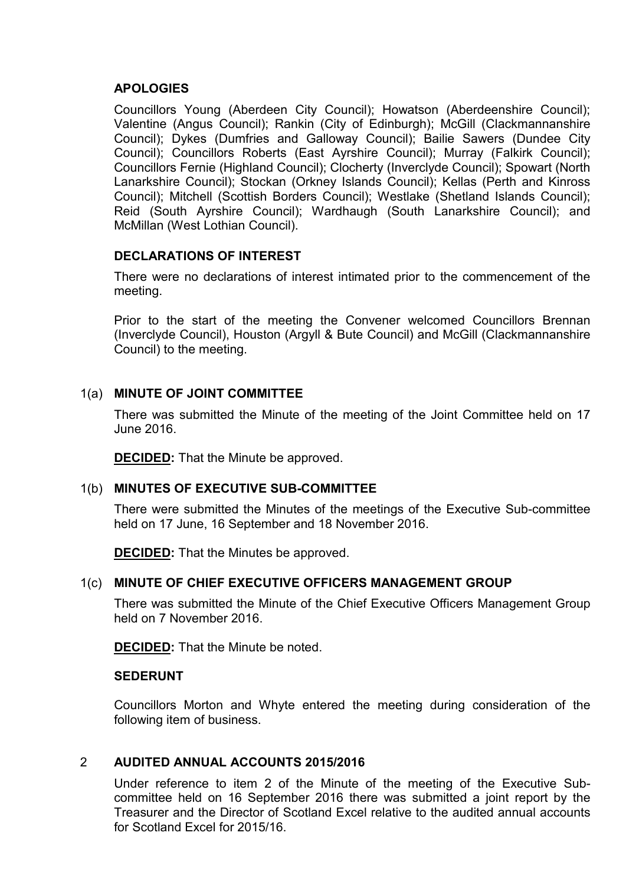## APOLOGIES

Councillors Young (Aberdeen City Council); Howatson (Aberdeenshire Council); Valentine (Angus Council); Rankin (City of Edinburgh); McGill (Clackmannanshire Council); Dykes (Dumfries and Galloway Council); Bailie Sawers (Dundee City Council); Councillors Roberts (East Ayrshire Council); Murray (Falkirk Council); Councillors Fernie (Highland Council); Clocherty (Inverclyde Council); Spowart (North Lanarkshire Council); Stockan (Orkney Islands Council); Kellas (Perth and Kinross Council); Mitchell (Scottish Borders Council); Westlake (Shetland Islands Council); Reid (South Ayrshire Council); Wardhaugh (South Lanarkshire Council); and McMillan (West Lothian Council).

## DECLARATIONS OF INTEREST

There were no declarations of interest intimated prior to the commencement of the meeting.

Prior to the start of the meeting the Convener welcomed Councillors Brennan (Inverclyde Council), Houston (Argyll & Bute Council) and McGill (Clackmannanshire Council) to the meeting.

## 1(a) MINUTE OF JOINT COMMITTEE

There was submitted the Minute of the meeting of the Joint Committee held on 17 June 2016.

**DECIDED:** That the Minute be approved.

## 1(b) MINUTES OF EXECUTIVE SUB-COMMITTEE

There were submitted the Minutes of the meetings of the Executive Sub-committee held on 17 June, 16 September and 18 November 2016.

**DECIDED:** That the Minutes be approved.

## 1(c) MINUTE OF CHIEF EXECUTIVE OFFICERS MANAGEMENT GROUP

There was submitted the Minute of the Chief Executive Officers Management Group held on 7 November 2016.

**DECIDED:** That the Minute be noted.

## SEDERUNT

Councillors Morton and Whyte entered the meeting during consideration of the following item of business.

## 2 AUDITED ANNUAL ACCOUNTS 2015/2016

Under reference to item 2 of the Minute of the meeting of the Executive Sub-committee held on 16 September 2016 there was submitted a joint report by the Treasurer and the Director of Scotland Excel relative to the audited annual accounts for Scotland Excel for 2015/16.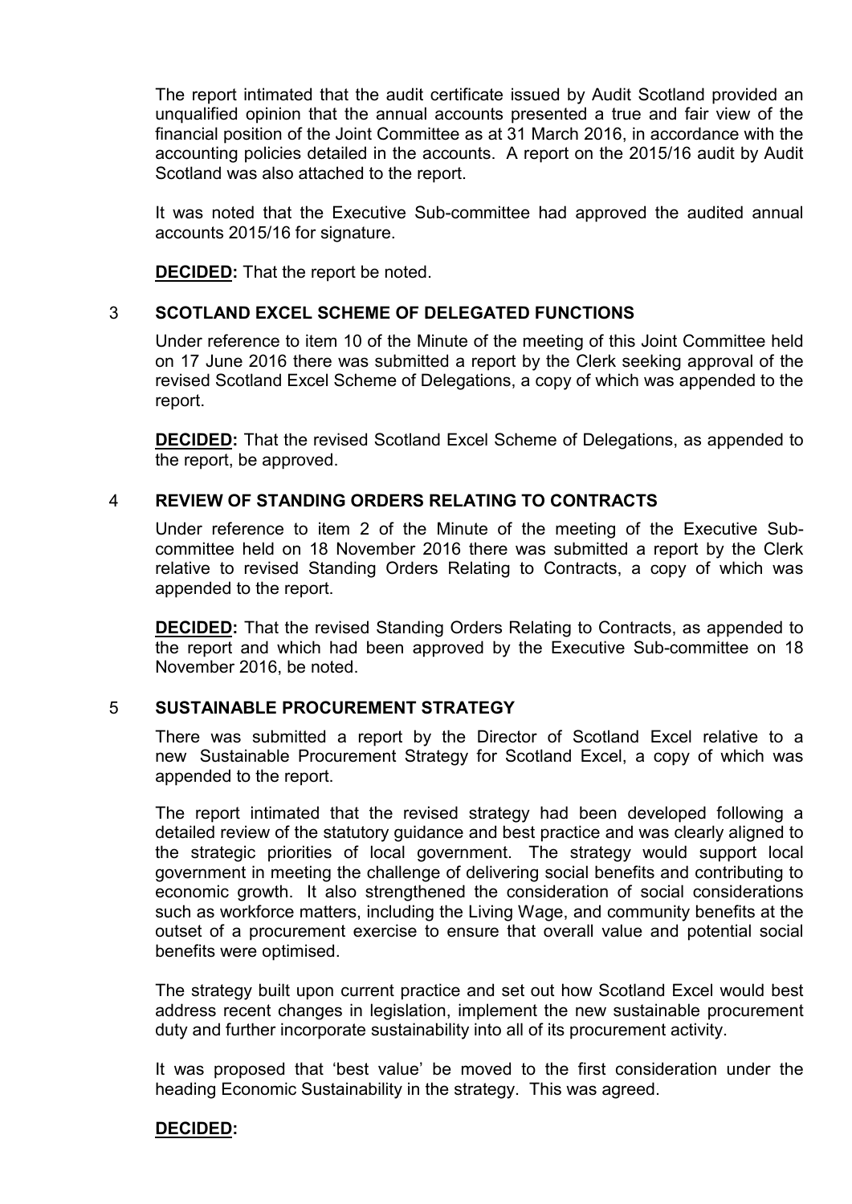The report intimated that the audit certificate issued by Audit Scotland provided an unqualified opinion that the annual accounts presented a true and fair view of the financial position of the Joint Committee as at 31 March 2016, in accordance with the accounting policies detailed in the accounts. A report on the 2015/16 audit by Audit Scotland was also attached to the report.

It was noted that the Executive Sub-committee had approved the audited annual accounts 2015/16 for signature.

**DECIDED:** That the report be noted.

## 3 SCOTLAND EXCEL SCHEME OF DELEGATED FUNCTIONS

Under reference to item 10 of the Minute of the meeting of this Joint Committee held on 17 June 2016 there was submitted a report by the Clerk seeking approval of the revised Scotland Excel Scheme of Delegations, a copy of which was appended to the report.

**DECIDED:** That the revised Scotland Excel Scheme of Delegations, as appended to the report, be approved.

## 4 REVIEW OF STANDING ORDERS RELATING TO CONTRACTS

Under reference to item 2 of the Minute of the meeting of the Executive Sub-committee held on 18 November 2016 there was submitted a report by the Clerk relative to revised Standing Orders Relating to Contracts, a copy of which was appended to the report.

**DECIDED:** That the revised Standing Orders Relating to Contracts, as appended to the report and which had been approved by the Executive Sub-committee on 18 November 2016, be noted.

## 5 SUSTAINABLE PROCUREMENT STRATEGY

There was submitted a report by the Director of Scotland Excel relative to a new Sustainable Procurement Strategy for Scotland Excel, a copy of which was appended to the report.

The report intimated that the revised strategy had been developed following a detailed review of the statutory guidance and best practice and was clearly aligned to the strategic priorities of local government. The strategy would support local government in meeting the challenge of delivering social benefits and contributing to economic growth. It also strengthened the consideration of social considerations such as workforce matters, including the Living Wage, and community benefits at the outset of a procurement exercise to ensure that overall value and potential social benefits were optimised.

The strategy built upon current practice and set out how Scotland Excel would best address recent changes in legislation, implement the new sustainable procurement duty and further incorporate sustainability into all of its procurement activity.

It was proposed that 'best value' be moved to the first consideration under the heading Economic Sustainability in the strategy. This was agreed.

**DECIDED:**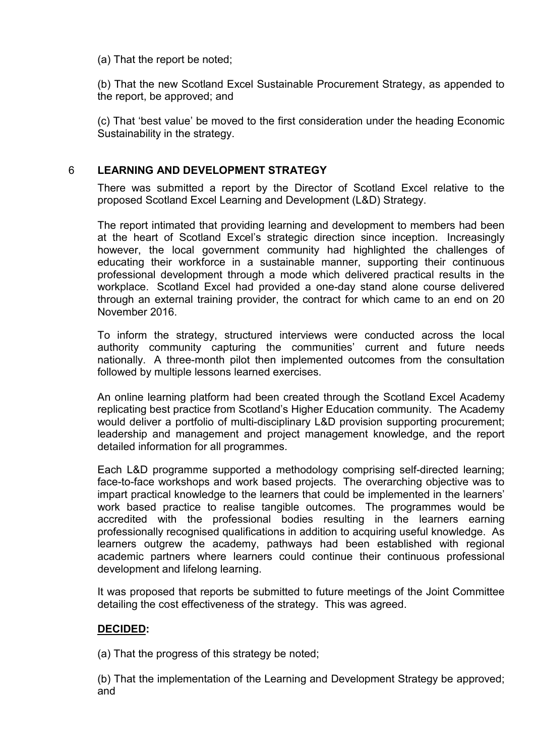(a) That the report be noted;

(b) That the new Scotland Excel Sustainable Procurement Strategy, as appended to the report, be approved; and

(c) That 'best value' be moved to the first consideration under the heading Economic Sustainability in the strategy.

## 6 LEARNING AND DEVELOPMENT STRATEGY

There was submitted a report by the Director of Scotland Excel relative to the proposed Scotland Excel Learning and Development (L&D) Strategy.

The report intimated that providing learning and development to members had been at the heart of Scotland Excel's strategic direction since inception. Increasingly however, the local government community had highlighted the challenges of educating their workforce in a sustainable manner, supporting their continuous professional development through a mode which delivered practical results in the workplace. Scotland Excel had provided a one-day stand alone course delivered through an external training provider, the contract for which came to an end on 20 November 2016.

To inform the strategy, structured interviews were conducted across the local authority community capturing the communities' current and future needs nationally. A three-month pilot then implemented outcomes from the consultation followed by multiple lessons learned exercises.

An online learning platform had been created through the Scotland Excel Academy replicating best practice from Scotland's Higher Education community. The Academy would deliver a portfolio of multi-disciplinary L&D provision supporting procurement; leadership and management and project management knowledge, and the report detailed information for all programmes.

Each L&D programme supported a methodology comprising self-directed learning; face-to-face workshops and work based projects. The overarching objective was to impart practical knowledge to the learners that could be implemented in the learners' work based practice to realise tangible outcomes. The programmes would be accredited with the professional bodies resulting in the learners earning professionally recognised qualifications in addition to acquiring useful knowledge. As learners outgrew the academy, pathways had been established with regional academic partners where learners could continue their continuous professional development and lifelong learning.

It was proposed that reports be submitted to future meetings of the Joint Committee detailing the cost effectiveness of the strategy. This was agreed.

**DECIDED:**

(a) That the progress of this strategy be noted;

(b) That the implementation of the Learning and Development Strategy be approved; and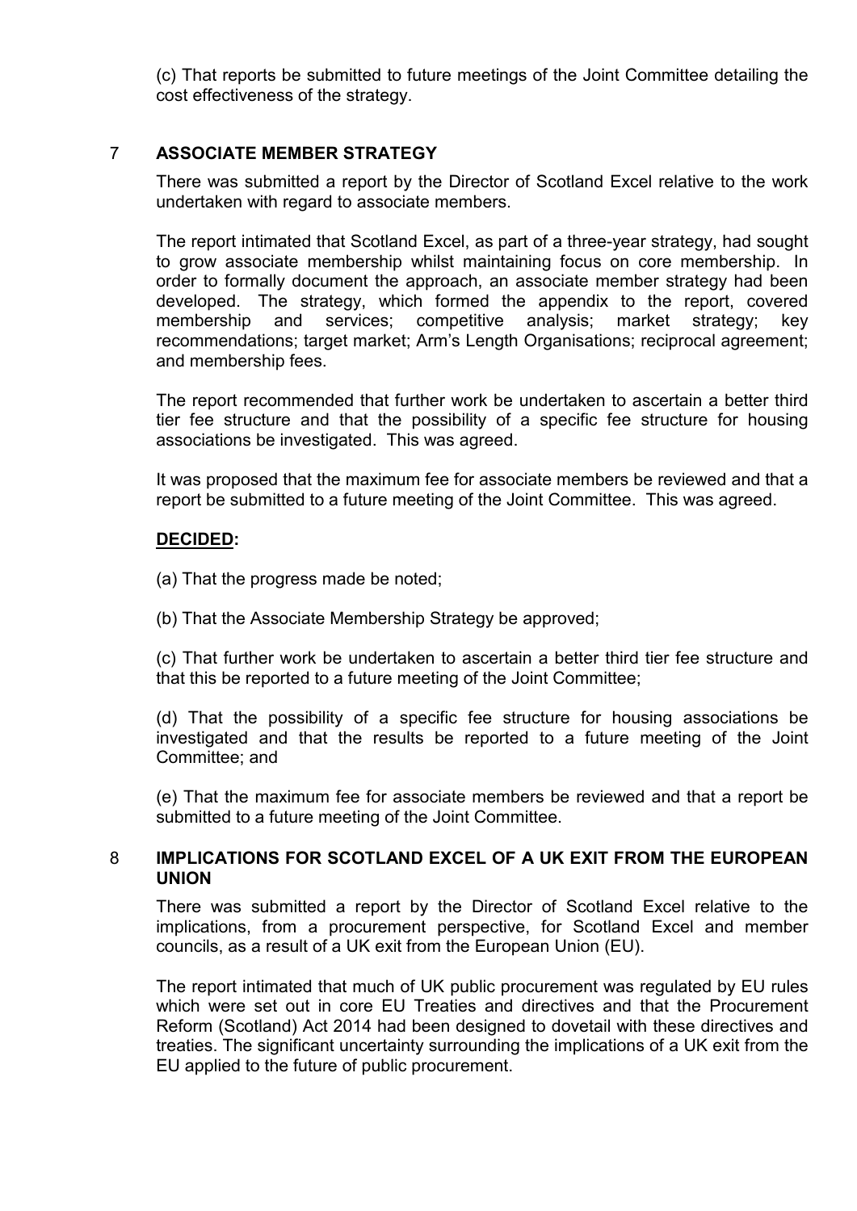(c) That reports be submitted to future meetings of the Joint Committee detailing the cost effectiveness of the strategy.

## 7 ASSOCIATE MEMBER STRATEGY

There was submitted a report by the Director of Scotland Excel relative to the work undertaken with regard to associate members.

The report intimated that Scotland Excel, as part of a three-year strategy, had sought to grow associate membership whilst maintaining focus on core membership. In order to formally document the approach, an associate member strategy had been developed. The strategy, which formed the appendix to the report, covered membership and services; competitive analysis; market strategy; key recommendations; target market; Arm's Length Organisations; reciprocal agreement; and membership fees.

The report recommended that further work be undertaken to ascertain a better third tier fee structure and that the possibility of a specific fee structure for housing associations be investigated. This was agreed.

It was proposed that the maximum fee for associate members be reviewed and that a report be submitted to a future meeting of the Joint Committee. This was agreed.

**DECIDED:**

(a) That the progress made be noted;

(b) That the Associate Membership Strategy be approved;

(c) That further work be undertaken to ascertain a better third tier fee structure and that this be reported to a future meeting of the Joint Committee;

(d) That the possibility of a specific fee structure for housing associations be investigated and that the results be reported to a future meeting of the Joint Committee; and

(e) That the maximum fee for associate members be reviewed and that a report be submitted to a future meeting of the Joint Committee.

## 8 IMPLICATIONS FOR SCOTLAND EXCEL OF A UK EXIT FROM THE EUROPEAN UNION

There was submitted a report by the Director of Scotland Excel relative to the implications, from a procurement perspective, for Scotland Excel and member councils, as a result of a UK exit from the European Union (EU).

The report intimated that much of UK public procurement was regulated by EU rules which were set out in core EU Treaties and directives and that the Procurement Reform (Scotland) Act 2014 had been designed to dovetail with these directives and treaties. The significant uncertainty surrounding the implications of a UK exit from the EU applied to the future of public procurement.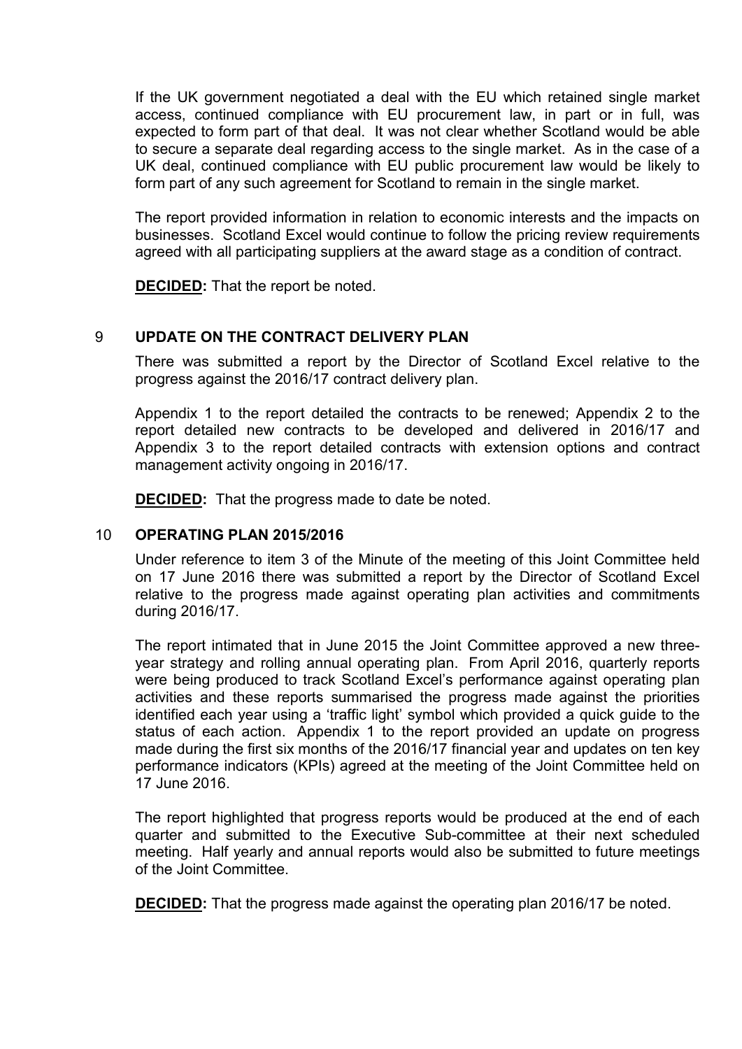If the UK government negotiated a deal with the EU which retained single market access, continued compliance with EU procurement law, in part or in full, was expected to form part of that deal. It was not clear whether Scotland would be able to secure a separate deal regarding access to the single market. As in the case of a UK deal, continued compliance with EU public procurement law would be likely to form part of any such agreement for Scotland to remain in the single market.

The report provided information in relation to economic interests and the impacts on businesses. Scotland Excel would continue to follow the pricing review requirements agreed with all participating suppliers at the award stage as a condition of contract.

**DECIDED:** That the report be noted.

## 9 UPDATE ON THE CONTRACT DELIVERY PLAN

There was submitted a report by the Director of Scotland Excel relative to the progress against the 2016/17 contract delivery plan.

Appendix 1 to the report detailed the contracts to be renewed; Appendix 2 to the report detailed new contracts to be developed and delivered in 2016/17 and Appendix 3 to the report detailed contracts with extension options and contract management activity ongoing in 2016/17.

**DECIDED:** That the progress made to date be noted.

## 10 OPERATING PLAN 2015/2016

Under reference to item 3 of the Minute of the meeting of this Joint Committee held on 17 June 2016 there was submitted a report by the Director of Scotland Excel relative to the progress made against operating plan activities and commitments during 2016/17.

The report intimated that in June 2015 the Joint Committee approved a new three-year strategy and rolling annual operating plan. From April 2016, quarterly reports were being produced to track Scotland Excel's performance against operating plan activities and these reports summarised the progress made against the priorities identified each year using a 'traffic light' symbol which provided a quick guide to the status of each action. Appendix 1 to the report provided an update on progress made during the first six months of the 2016/17 financial year and updates on ten key performance indicators (KPIs) agreed at the meeting of the Joint Committee held on 17 June 2016.

The report highlighted that progress reports would be produced at the end of each quarter and submitted to the Executive Sub-committee at their next scheduled meeting. Half yearly and annual reports would also be submitted to future meetings of the Joint Committee.

**DECIDED:** That the progress made against the operating plan 2016/17 be noted.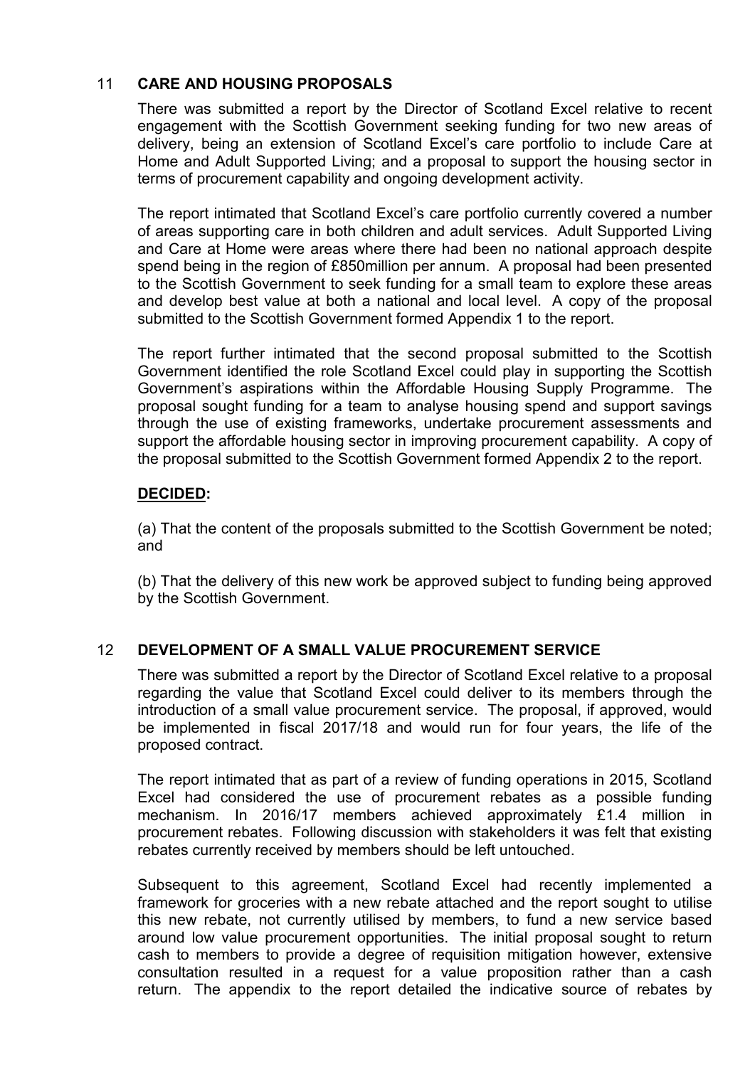## 11 CARE AND HOUSING PROPOSALS

There was submitted a report by the Director of Scotland Excel relative to recent engagement with the Scottish Government seeking funding for two new areas of delivery, being an extension of Scotland Excel's care portfolio to include Care at Home and Adult Supported Living; and a proposal to support the housing sector in terms of procurement capability and ongoing development activity.

The report intimated that Scotland Excel's care portfolio currently covered a number of areas supporting care in both children and adult services. Adult Supported Living and Care at Home were areas where there had been no national approach despite spend being in the region of £850million per annum. A proposal had been presented to the Scottish Government to seek funding for a small team to explore these areas and develop best value at both a national and local level. A copy of the proposal submitted to the Scottish Government formed Appendix 1 to the report.

The report further intimated that the second proposal submitted to the Scottish Government identified the role Scotland Excel could play in supporting the Scottish Government's aspirations within the Affordable Housing Supply Programme. The proposal sought funding for a team to analyse housing spend and support savings through the use of existing frameworks, undertake procurement assessments and support the affordable housing sector in improving procurement capability. A copy of the proposal submitted to the Scottish Government formed Appendix 2 to the report.

**DECIDED:**

(a) That the content of the proposals submitted to the Scottish Government be noted; and

(b) That the delivery of this new work be approved subject to funding being approved by the Scottish Government.

## 12 DEVELOPMENT OF A SMALL VALUE PROCUREMENT SERVICE

There was submitted a report by the Director of Scotland Excel relative to a proposal regarding the value that Scotland Excel could deliver to its members through the introduction of a small value procurement service. The proposal, if approved, would be implemented in fiscal 2017/18 and would run for four years, the life of the proposed contract.

The report intimated that as part of a review of funding operations in 2015, Scotland Excel had considered the use of procurement rebates as a possible funding mechanism. In 2016/17 members achieved approximately £1.4 million in procurement rebates. Following discussion with stakeholders it was felt that existing rebates currently received by members should be left untouched.

Subsequent to this agreement, Scotland Excel had recently implemented a framework for groceries with a new rebate attached and the report sought to utilise this new rebate, not currently utilised by members, to fund a new service based around low value procurement opportunities. The initial proposal sought to return cash to members to provide a degree of requisition mitigation however, extensive consultation resulted in a request for a value proposition rather than a cash return. The appendix to the report detailed the indicative source of rebates by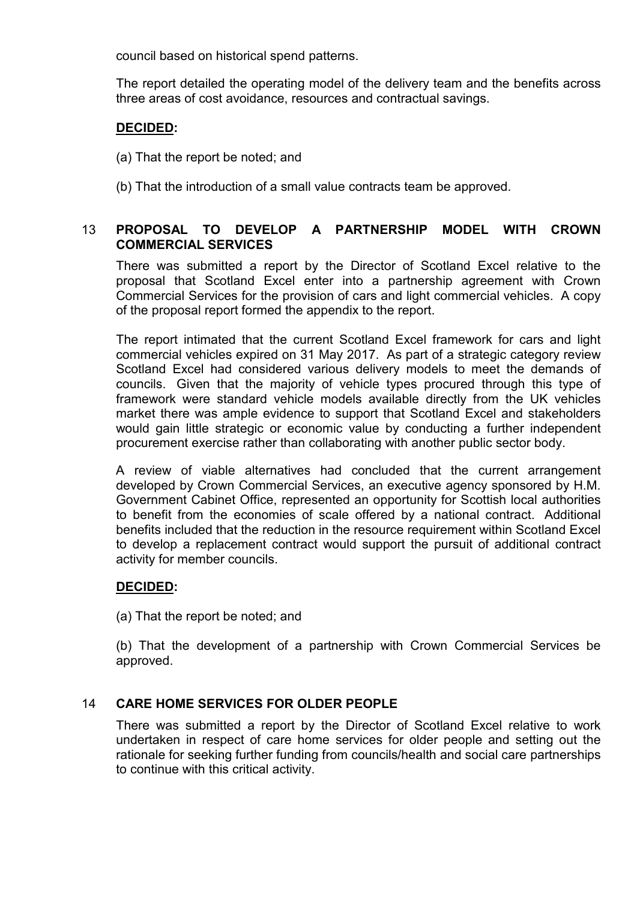council based on historical spend patterns.

The report detailed the operating model of the delivery team and the benefits across three areas of cost avoidance, resources and contractual savings.

**DECIDED:**

(a) That the report be noted; and

(b) That the introduction of a small value contracts team be approved.

## 13 PROPOSAL TO DEVELOP A PARTNERSHIP MODEL WITH CROWN COMMERCIAL SERVICES

There was submitted a report by the Director of Scotland Excel relative to the proposal that Scotland Excel enter into a partnership agreement with Crown Commercial Services for the provision of cars and light commercial vehicles. A copy of the proposal report formed the appendix to the report.

The report intimated that the current Scotland Excel framework for cars and light commercial vehicles expired on 31 May 2017. As part of a strategic category review Scotland Excel had considered various delivery models to meet the demands of councils. Given that the majority of vehicle types procured through this type of framework were standard vehicle models available directly from the UK vehicles market there was ample evidence to support that Scotland Excel and stakeholders would gain little strategic or economic value by conducting a further independent procurement exercise rather than collaborating with another public sector body.

A review of viable alternatives had concluded that the current arrangement developed by Crown Commercial Services, an executive agency sponsored by H.M. Government Cabinet Office, represented an opportunity for Scottish local authorities to benefit from the economies of scale offered by a national contract. Additional benefits included that the reduction in the resource requirement within Scotland Excel to develop a replacement contract would support the pursuit of additional contract activity for member councils.

**DECIDED:**

(a) That the report be noted; and

(b) That the development of a partnership with Crown Commercial Services be approved.

## 14 CARE HOME SERVICES FOR OLDER PEOPLE

There was submitted a report by the Director of Scotland Excel relative to work undertaken in respect of care home services for older people and setting out the rationale for seeking further funding from councils/health and social care partnerships to continue with this critical activity.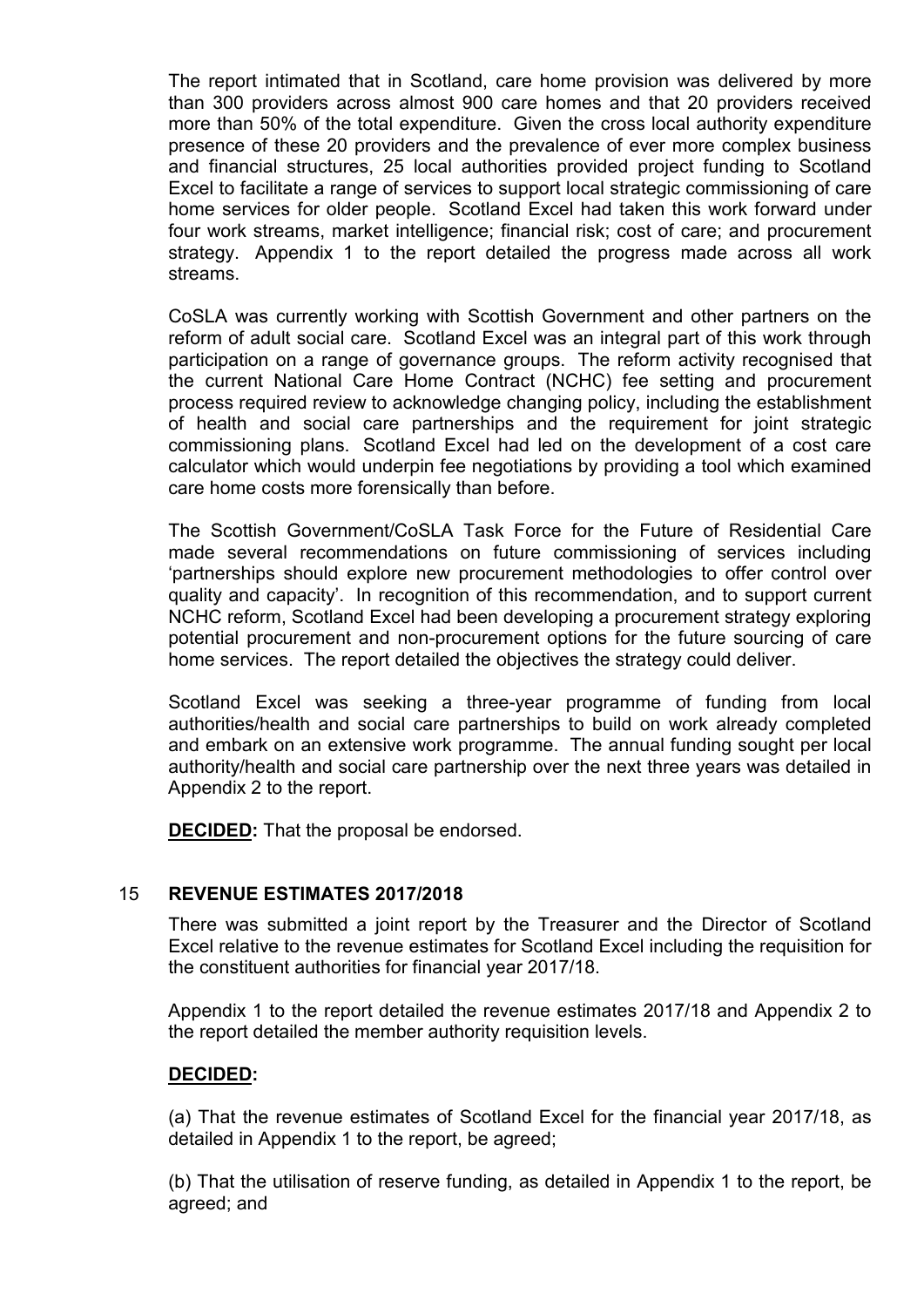The report intimated that in Scotland, care home provision was delivered by more than 300 providers across almost 900 care homes and that 20 providers received more than 50% of the total expenditure. Given the cross local authority expenditure presence of these 20 providers and the prevalence of ever more complex business and financial structures, 25 local authorities provided project funding to Scotland Excel to facilitate a range of services to support local strategic commissioning of care home services for older people. Scotland Excel had taken this work forward under four work streams, market intelligence; financial risk; cost of care; and procurement strategy. Appendix 1 to the report detailed the progress made across all work streams.

CoSLA was currently working with Scottish Government and other partners on the reform of adult social care. Scotland Excel was an integral part of this work through participation on a range of governance groups. The reform activity recognised that the current National Care Home Contract (NCHC) fee setting and procurement process required review to acknowledge changing policy, including the establishment of health and social care partnerships and the requirement for joint strategic commissioning plans. Scotland Excel had led on the development of a cost care calculator which would underpin fee negotiations by providing a tool which examined care home costs more forensically than before.

The Scottish Government/CoSLA Task Force for the Future of Residential Care made several recommendations on future commissioning of services including 'partnerships should explore new procurement methodologies to offer control over quality and capacity'. In recognition of this recommendation, and to support current NCHC reform, Scotland Excel had been developing a procurement strategy exploring potential procurement and non-procurement options for the future sourcing of care home services. The report detailed the objectives the strategy could deliver.

Scotland Excel was seeking a three-year programme of funding from local authorities/health and social care partnerships to build on work already completed and embark on an extensive work programme. The annual funding sought per local authority/health and social care partnership over the next three years was detailed in Appendix 2 to the report.

**DECIDED:** That the proposal be endorsed.

## 15 REVENUE ESTIMATES 2017/2018

There was submitted a joint report by the Treasurer and the Director of Scotland Excel relative to the revenue estimates for Scotland Excel including the requisition for the constituent authorities for financial year 2017/18.

Appendix 1 to the report detailed the revenue estimates 2017/18 and Appendix 2 to the report detailed the member authority requisition levels.

**DECIDED:**

(a) That the revenue estimates of Scotland Excel for the financial year 2017/18, as detailed in Appendix 1 to the report, be agreed;

(b) That the utilisation of reserve funding, as detailed in Appendix 1 to the report, be agreed; and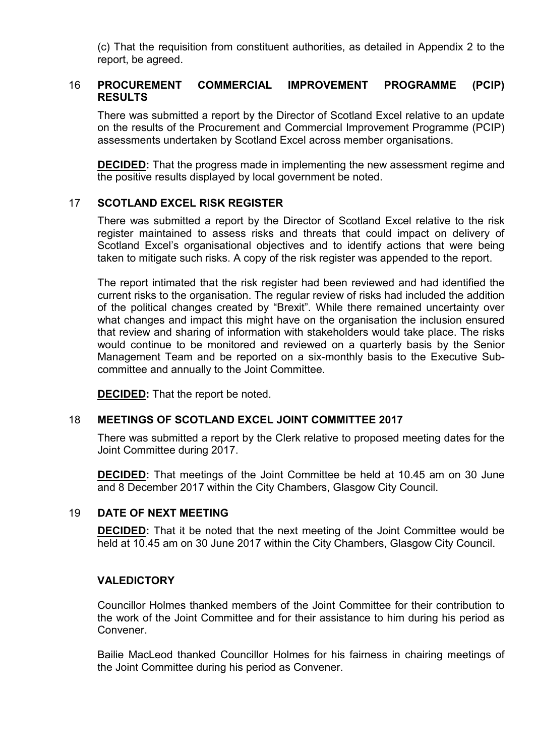(c) That the requisition from constituent authorities, as detailed in Appendix 2 to the report, be agreed.

## 16 PROCUREMENT COMMERCIAL IMPROVEMENT PROGRAMME (PCIP) RESULTS

There was submitted a report by the Director of Scotland Excel relative to an update on the results of the Procurement and Commercial Improvement Programme (PCIP) assessments undertaken by Scotland Excel across member organisations.

**DECIDED:** That the progress made in implementing the new assessment regime and the positive results displayed by local government be noted.

## 17 SCOTLAND EXCEL RISK REGISTER

There was submitted a report by the Director of Scotland Excel relative to the risk register maintained to assess risks and threats that could impact on delivery of Scotland Excel's organisational objectives and to identify actions that were being taken to mitigate such risks. A copy of the risk register was appended to the report.

The report intimated that the risk register had been reviewed and had identified the current risks to the organisation. The regular review of risks had included the addition of the political changes created by "Brexit". While there remained uncertainty over what changes and impact this might have on the organisation the inclusion ensured that review and sharing of information with stakeholders would take place. The risks would continue to be monitored and reviewed on a quarterly basis by the Senior Management Team and be reported on a six-monthly basis to the Executive Sub-committee and annually to the Joint Committee.

**DECIDED:** That the report be noted.

## 18 MEETINGS OF SCOTLAND EXCEL JOINT COMMITTEE 2017

There was submitted a report by the Clerk relative to proposed meeting dates for the Joint Committee during 2017.

**DECIDED:** That meetings of the Joint Committee be held at 10.45 am on 30 June and 8 December 2017 within the City Chambers, Glasgow City Council.

## 19 DATE OF NEXT MEETING

**DECIDED:** That it be noted that the next meeting of the Joint Committee would be held at 10.45 am on 30 June 2017 within the City Chambers, Glasgow City Council.

## VALEDICTORY

Councillor Holmes thanked members of the Joint Committee for their contribution to the work of the Joint Committee and for their assistance to him during his period as Convener.

Bailie MacLeod thanked Councillor Holmes for his fairness in chairing meetings of the Joint Committee during his period as Convener.